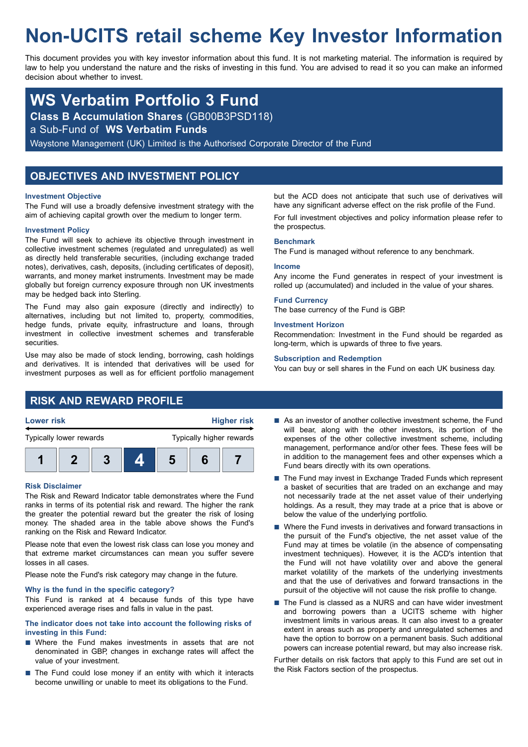# Non-UCITS retail scheme Key Investor Information

This document provides you with key investor information about this fund. It is not marketing material. The information is required by law to help you understand the nature and the risks of investing in this fund. You are advised to read it so you can make an informed decision about whether to invest.

## WS Verbatim Portfolio 3 Fund

**Class B Accumulation Shares** (GB00B3PSD118)

a Sub-Fund of **WS Verbatim Funds**

Waystone Management (UK) Limited is the Authorised Corporate Director of the Fund

## OBJECTIVES AND INVESTMENT POLICY

### Investment Objective

The Fund will use a broadly defensive investment strategy with the aim of achieving capital growth over the medium to longer term.

### Investment Policy

The Fund will seek to achieve its objective through investment in collective investment schemes (regulated and unregulated) as well as directly held transferable securities, (including exchange traded notes), derivatives, cash, deposits, (including certificates of deposit), warrants, and money market instruments. Investment may be made globally but foreign currency exposure through non UK investments may be hedged back into Sterling.

The Fund may also gain exposure (directly and indirectly) to alternatives, including but not limited to, property, commodities, hedge funds, private equity, infrastructure and loans, through investment in collective investment schemes and transferable securities.

Use may also be made of stock lending, borrowing, cash holdings and derivatives. It is intended that derivatives will be used for investment purposes as well as for efficient portfolio management but the ACD does not anticipate that such use of derivatives will have any significant adverse effect on the risk profile of the Fund.

For full investment objectives and policy information please refer to the prospectus.

### Benchmark

The Fund is managed without reference to any benchmark.

### Income

Any income the Fund generates in respect of your investment is rolled up (accumulated) and included in the value of your shares.

### Fund Currency

The base currency of the Fund is GBP.

### Investment Horizon

Recommendation: Investment in the Fund should be regarded as long-term, which is upwards of three to five years.

### Subscription and Redemption

You can buy or sell shares in the Fund on each UK business day.

## RISK AND REWARD PROFILE

| Lower risk | | | | | | Higher risk |
|---|---|---|---|---|---|---|
| Typically lower rewards | | | | | | Typically higher rewards |
| 1 | 2 | 3 | **4** | 5 | 6 | 7 |

### Risk Disclaimer

The Risk and Reward Indicator table demonstrates where the Fund ranks in terms of its potential risk and reward. The higher the rank the greater the potential reward but the greater the risk of losing money. The shaded area in the table above shows the Fund's ranking on the Risk and Reward Indicator.

Please note that even the lowest risk class can lose you money and that extreme market circumstances can mean you suffer severe losses in all cases.

Please note the Fund's risk category may change in the future.

### Why is the fund in the specific category?

This Fund is ranked at 4 because funds of this type have experienced average rises and falls in value in the past.

### The indicator does not take into account the following risks of investing in this Fund:

- Where the Fund makes investments in assets that are not denominated in GBP, changes in exchange rates will affect the value of your investment.
- The Fund could lose money if an entity with which it interacts become unwilling or unable to meet its obligations to the Fund.
- As an investor of another collective investment scheme, the Fund will bear, along with the other investors, its portion of the expenses of the other collective investment scheme, including management, performance and/or other fees. These fees will be in addition to the management fees and other expenses which a Fund bears directly with its own operations.
- The Fund may invest in Exchange Traded Funds which represent a basket of securities that are traded on an exchange and may not necessarily trade at the net asset value of their underlying holdings. As a result, they may trade at a price that is above or below the value of the underlying portfolio.
- Where the Fund invests in derivatives and forward transactions in the pursuit of the Fund's objective, the net asset value of the Fund may at times be volatile (in the absence of compensating investment techniques). However, it is the ACD's intention that the Fund will not have volatility over and above the general market volatility of the markets of the underlying investments and that the use of derivatives and forward transactions in the pursuit of the objective will not cause the risk profile to change.
- The Fund is classed as a NURS and can have wider investment and borrowing powers than a UCITS scheme with higher investment limits in various areas. It can also invest to a greater extent in areas such as property and unregulated schemes and have the option to borrow on a permanent basis. Such additional powers can increase potential reward, but may also increase risk.

Further details on risk factors that apply to this Fund are set out in the Risk Factors section of the prospectus.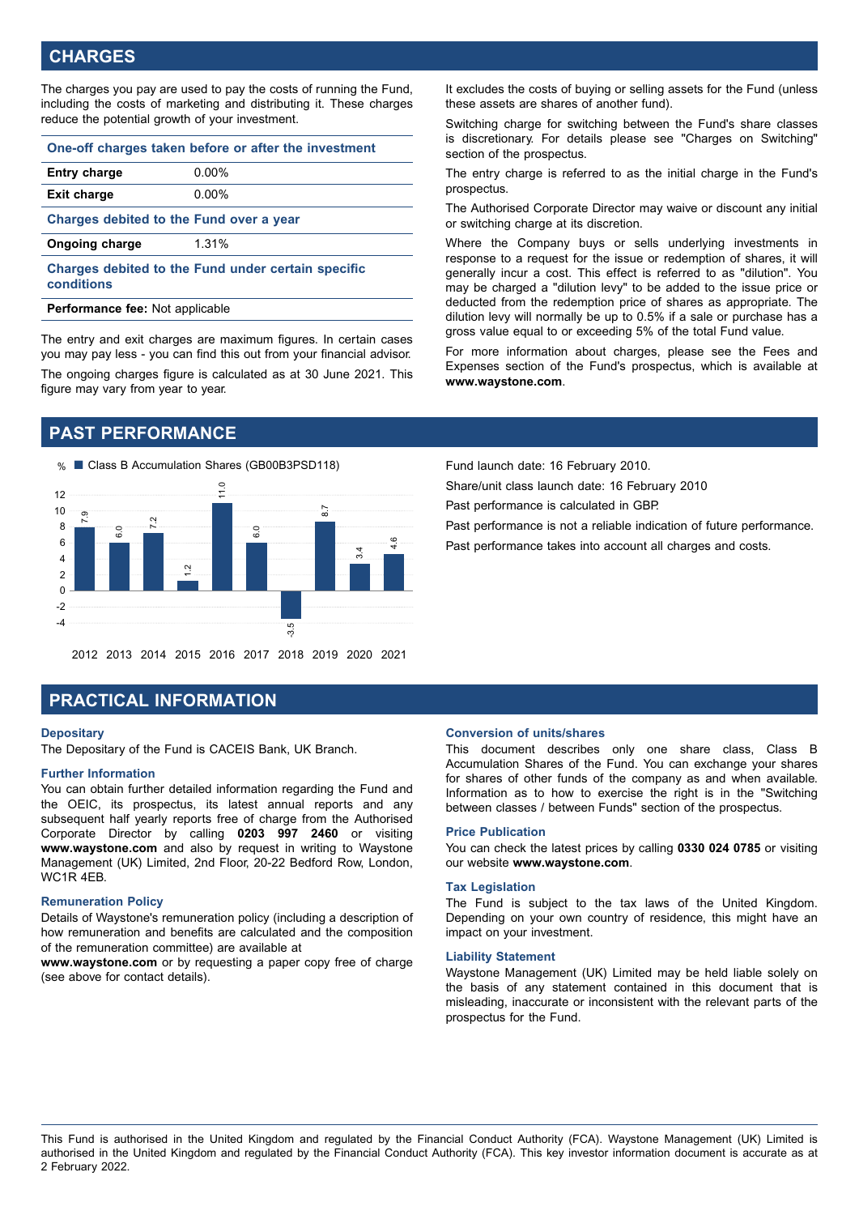## CHARGES

The charges you pay are used to pay the costs of running the Fund, including the costs of marketing and distributing it. These charges reduce the potential growth of your investment.

| One-off charges taken before or after the investment | |
|---|---|
| **Entry charge** | 0.00% |
| **Exit charge** | 0.00% |
| **Charges debited to the Fund over a year** | |
| **Ongoing charge** | 1.31% |
| **Charges debited to the Fund under certain specific conditions** | |
| **Performance fee:** Not applicable | |

The entry and exit charges are maximum figures. In certain cases you may pay less - you can find this out from your financial advisor.

The ongoing charges figure is calculated as at 30 June 2021. This figure may vary from year to year.

It excludes the costs of buying or selling assets for the Fund (unless these assets are shares of another fund).

Switching charge for switching between the Fund's share classes is discretionary. For details please see "Charges on Switching" section of the prospectus.

The entry charge is referred to as the initial charge in the Fund's prospectus.

The Authorised Corporate Director may waive or discount any initial or switching charge at its discretion.

Where the Company buys or sells underlying investments in response to a request for the issue or redemption of shares, it will generally incur a cost. This effect is referred to as "dilution". You may be charged a "dilution levy" to be added to the issue price or deducted from the redemption price of shares as appropriate. The dilution levy will normally be up to 0.5% if a sale or purchase has a gross value equal to or exceeding 5% of the total Fund value.

For more information about charges, please see the Fees and Expenses section of the Fund's prospectus, which is available at **www.waystone.com**.

## PAST PERFORMANCE

% ■ Class B Accumulation Shares (GB00B3PSD118)

12
10
8
6
4
2
0
-2
-4

7.9 6.0 7.2 1.2 11.0 6.0 -3.5 8.7 3.4 4.6

2012 2013 2014 2015 2016 2017 2018 2019 2020 2021

Fund launch date: 16 February 2010.

Share/unit class launch date: 16 February 2010

Past performance is calculated in GBP.

Past performance is not a reliable indication of future performance.

Past performance takes into account all charges and costs.

## PRACTICAL INFORMATION

### Depositary

The Depositary of the Fund is CACEIS Bank, UK Branch.

### Further Information

You can obtain further detailed information regarding the Fund and the OEIC, its prospectus, its latest annual reports and any subsequent half yearly reports free of charge from the Authorised Corporate Director by calling **0203 997 2460** or visiting **www.waystone.com** and also by request in writing to Waystone Management (UK) Limited, 2nd Floor, 20-22 Bedford Row, London, WC1R 4EB.

### Remuneration Policy

Details of Waystone's remuneration policy (including a description of how remuneration and benefits are calculated and the composition of the remuneration committee) are available at **www.waystone.com** or by requesting a paper copy free of charge (see above for contact details).

### Conversion of units/shares

This document describes only one share class, Class B Accumulation Shares of the Fund. You can exchange your shares for shares of other funds of the company as and when available. Information as to how to exercise the right is in the "Switching between classes / between Funds" section of the prospectus.

### Price Publication

You can check the latest prices by calling **0330 024 0785** or visiting our website **www.waystone.com**.

### Tax Legislation

The Fund is subject to the tax laws of the United Kingdom. Depending on your own country of residence, this might have an impact on your investment.

### Liability Statement

Waystone Management (UK) Limited may be held liable solely on the basis of any statement contained in this document that is misleading, inaccurate or inconsistent with the relevant parts of the prospectus for the Fund.

This Fund is authorised in the United Kingdom and regulated by the Financial Conduct Authority (FCA). Waystone Management (UK) Limited is authorised in the United Kingdom and regulated by the Financial Conduct Authority (FCA). This key investor information document is accurate as at 2 February 2022.